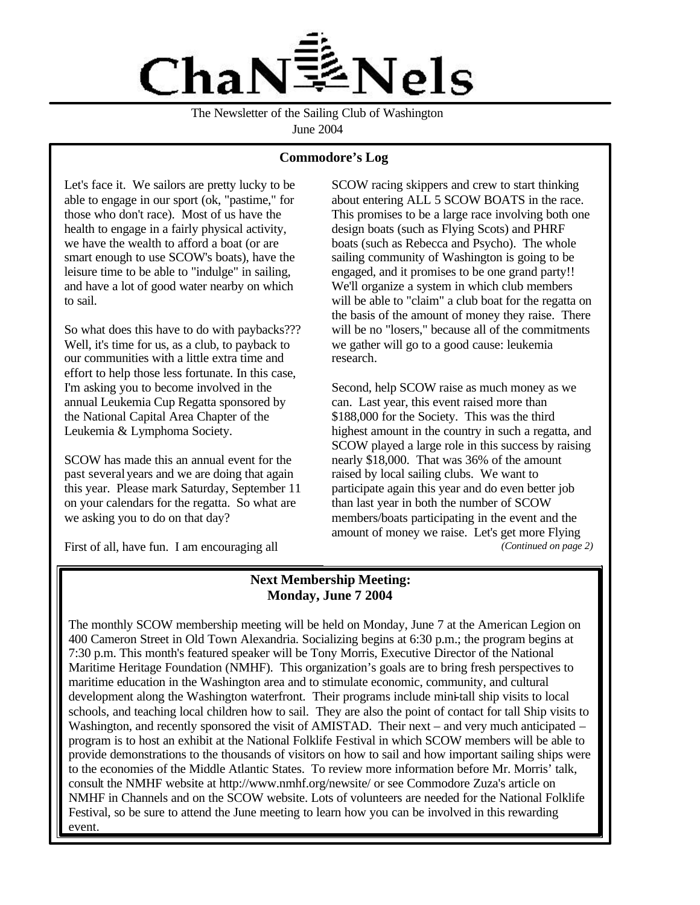# ChaNNels

The Newsletter of the Sailing Club of Washington
June 2004

## Commodore's Log

Let's face it. We sailors are pretty lucky to be able to engage in our sport (ok, "pastime," for those who don't race). Most of us have the health to engage in a fairly physical activity, we have the wealth to afford a boat (or are smart enough to use SCOW's boats), have the leisure time to be able to "indulge" in sailing, and have a lot of good water nearby on which to sail.

So what does this have to do with paybacks??? Well, it's time for us, as a club, to payback to our communities with a little extra time and effort to help those less fortunate. In this case, I'm asking you to become involved in the annual Leukemia Cup Regatta sponsored by the National Capital Area Chapter of the Leukemia & Lymphoma Society.

SCOW has made this an annual event for the past several years and we are doing that again this year. Please mark Saturday, September 11 on your calendars for the regatta. So what are we asking you to do on that day?

First of all, have fun. I am encouraging all SCOW racing skippers and crew to start thinking about entering ALL 5 SCOW BOATS in the race. This promises to be a large race involving both one design boats (such as Flying Scots) and PHRF boats (such as Rebecca and Psycho). The whole sailing community of Washington is going to be engaged, and it promises to be one grand party!! We'll organize a system in which club members will be able to "claim" a club boat for the regatta on the basis of the amount of money they raise. There will be no "losers," because all of the commitments we gather will go to a good cause: leukemia research.

Second, help SCOW raise as much money as we can. Last year, this event raised more than $188,000 for the Society. This was the third highest amount in the country in such a regatta, and SCOW played a large role in this success by raising nearly $18,000. That was 36% of the amount raised by local sailing clubs. We want to participate again this year and do even better job than last year in both the number of SCOW members/boats participating in the event and the amount of money we raise. Let's get more Flying

*(Continued on page 2)*

## Next Membership Meeting: Monday, June 7 2004

The monthly SCOW membership meeting will be held on Monday, June 7 at the American Legion on 400 Cameron Street in Old Town Alexandria. Socializing begins at 6:30 p.m.; the program begins at 7:30 p.m. This month's featured speaker will be Tony Morris, Executive Director of the National Maritime Heritage Foundation (NMHF). This organization's goals are to bring fresh perspectives to maritime education in the Washington area and to stimulate economic, community, and cultural development along the Washington waterfront. Their programs include mini-tall ship visits to local schools, and teaching local children how to sail. They are also the point of contact for tall Ship visits to Washington, and recently sponsored the visit of AMISTAD. Their next – and very much anticipated – program is to host an exhibit at the National Folklife Festival in which SCOW members will be able to provide demonstrations to the thousands of visitors on how to sail and how important sailing ships were to the economies of the Middle Atlantic States. To review more information before Mr. Morris' talk, consult the NMHF website at http://www.nmhf.org/newsite/ or see Commodore Zuza's article on NMHF in Channels and on the SCOW website. Lots of volunteers are needed for the National Folklife Festival, so be sure to attend the June meeting to learn how you can be involved in this rewarding event.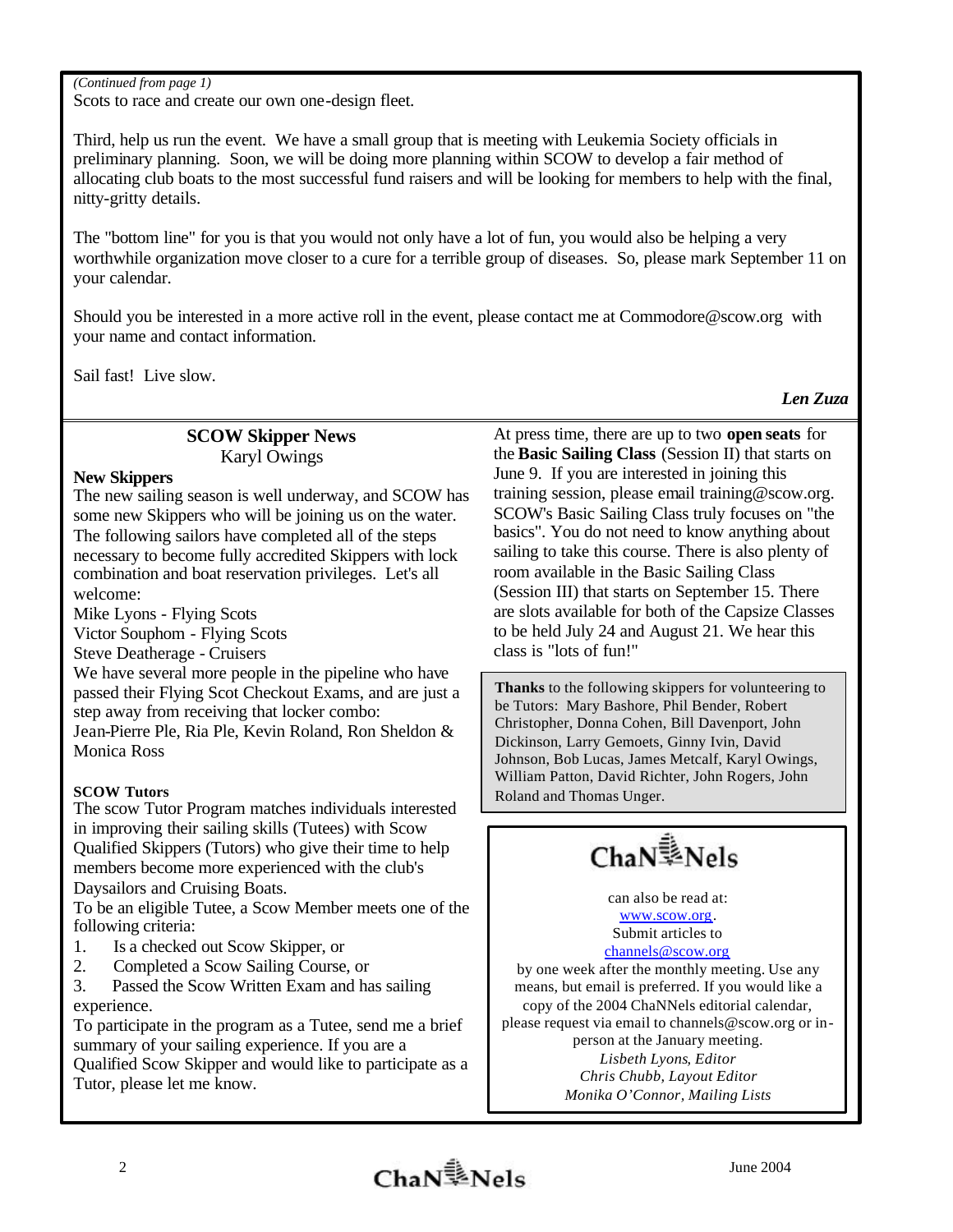*(Continued from page 1)*
Scots to race and create our own one-design fleet.

Third, help us run the event. We have a small group that is meeting with Leukemia Society officials in preliminary planning. Soon, we will be doing more planning within SCOW to develop a fair method of allocating club boats to the most successful fund raisers and will be looking for members to help with the final, nitty-gritty details.

The "bottom line" for you is that you would not only have a lot of fun, you would also be helping a very worthwhile organization move closer to a cure for a terrible group of diseases. So, please mark September 11 on your calendar.

Should you be interested in a more active roll in the event, please contact me at Commodore@scow.org with your name and contact information.

Sail fast! Live slow.

***Len Zuza***

## SCOW Skipper News

Karyl Owings

**New Skippers**

The new sailing season is well underway, and SCOW has some new Skippers who will be joining us on the water. The following sailors have completed all of the steps necessary to become fully accredited Skippers with lock combination and boat reservation privileges. Let's all welcome:

Mike Lyons - Flying Scots
Victor Souphom - Flying Scots
Steve Deatherage - Cruisers

We have several more people in the pipeline who have passed their Flying Scot Checkout Exams, and are just a step away from receiving that locker combo:
Jean-Pierre Ple, Ria Ple, Kevin Roland, Ron Sheldon & Monica Ross

**SCOW Tutors**

The scow Tutor Program matches individuals interested in improving their sailing skills (Tutees) with Scow Qualified Skippers (Tutors) who give their time to help members become more experienced with the club's Daysailors and Cruising Boats.

To be an eligible Tutee, a Scow Member meets one of the following criteria:

1. Is a checked out Scow Skipper, or
2. Completed a Scow Sailing Course, or
3. Passed the Scow Written Exam and has sailing experience.

To participate in the program as a Tutee, send me a brief summary of your sailing experience. If you are a Qualified Scow Skipper and would like to participate as a Tutor, please let me know.

At press time, there are up to two **open seats** for the **Basic Sailing Class** (Session II) that starts on June 9. If you are interested in joining this training session, please email training@scow.org. SCOW's Basic Sailing Class truly focuses on "the basics". You do not need to know anything about sailing to take this course. There is also plenty of room available in the Basic Sailing Class (Session III) that starts on September 15. There are slots available for both of the Capsize Classes to be held July 24 and August 21. We hear this class is "lots of fun!"

**Thanks** to the following skippers for volunteering to be Tutors: Mary Bashore, Phil Bender, Robert Christopher, Donna Cohen, Bill Davenport, John Dickinson, Larry Gemoets, Ginny Ivin, David Johnson, Bob Lucas, James Metcalf, Karyl Owings, William Patton, David Richter, John Rogers, John Roland and Thomas Unger.

**ChaNNels**

can also be read at:
www.scow.org.
Submit articles to
channels@scow.org
by one week after the monthly meeting. Use any means, but email is preferred. If you would like a copy of the 2004 ChaNNels editorial calendar, please request via email to channels@scow.org or in-person at the January meeting.

*Lisbeth Lyons, Editor*
*Chris Chubb, Layout Editor*
*Monika O'Connor, Mailing Lists*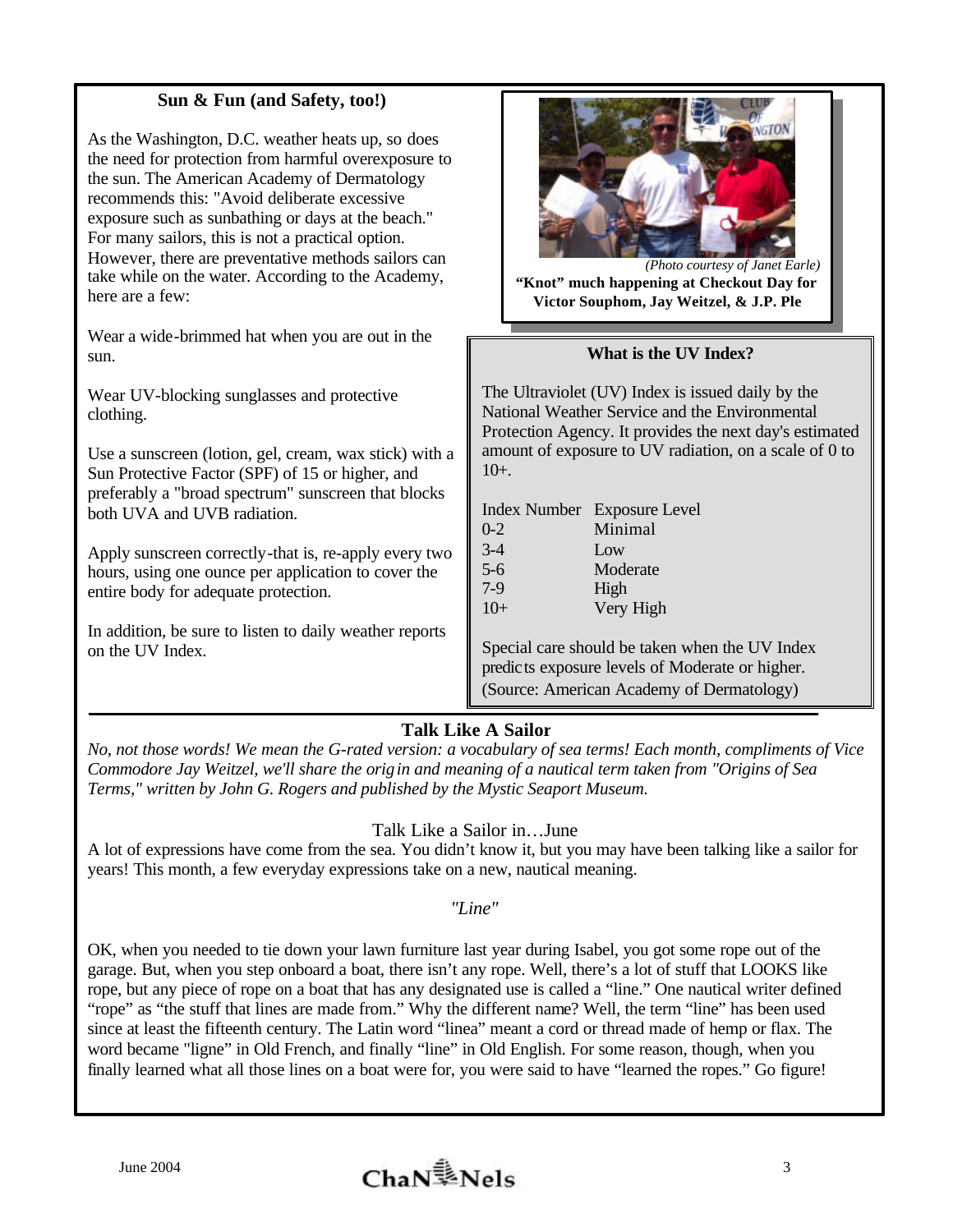## Sun & Fun (and Safety, too!)

As the Washington, D.C. weather heats up, so does the need for protection from harmful overexposure to the sun. The American Academy of Dermatology recommends this: "Avoid deliberate excessive exposure such as sunbathing or days at the beach." For many sailors, this is not a practical option. However, there are preventative methods sailors can take while on the water. According to the Academy, here are a few:

Wear a wide-brimmed hat when you are out in the sun.

Wear UV-blocking sunglasses and protective clothing.

Use a sunscreen (lotion, gel, cream, wax stick) with a Sun Protective Factor (SPF) of 15 or higher, and preferably a "broad spectrum" sunscreen that blocks both UVA and UVB radiation.

Apply sunscreen correctly-that is, re-apply every two hours, using one ounce per application to cover the entire body for adequate protection.

In addition, be sure to listen to daily weather reports on the UV Index.

*(Photo courtesy of Janet Earle)*

**"Knot" much happening at Checkout Day for Victor Souphom, Jay Weitzel, & J.P. Ple**

### What is the UV Index?

The Ultraviolet (UV) Index is issued daily by the National Weather Service and the Environmental Protection Agency. It provides the next day's estimated amount of exposure to UV radiation, on a scale of 0 to 10+.

| Index Number | Exposure Level |
|---|---|
| 0-2 | Minimal |
| 3-4 | Low |
| 5-6 | Moderate |
| 7-9 | High |
| 10+ | Very High |

Special care should be taken when the UV Index predicts exposure levels of Moderate or higher.
(Source: American Academy of Dermatology)

## Talk Like A Sailor

*No, not those words! We mean the G-rated version: a vocabulary of sea terms! Each month, compliments of Vice Commodore Jay Weitzel, we'll share the origin and meaning of a nautical term taken from "Origins of Sea Terms," written by John G. Rogers and published by the Mystic Seaport Museum.*

Talk Like a Sailor in…June

A lot of expressions have come from the sea. You didn't know it, but you may have been talking like a sailor for years! This month, a few everyday expressions take on a new, nautical meaning.

*"Line"*

OK, when you needed to tie down your lawn furniture last year during Isabel, you got some rope out of the garage. But, when you step onboard a boat, there isn't any rope. Well, there's a lot of stuff that LOOKS like rope, but any piece of rope on a boat that has any designated use is called a "line." One nautical writer defined "rope" as "the stuff that lines are made from." Why the different name? Well, the term "line" has been used since at least the fifteenth century. The Latin word "linea" meant a cord or thread made of hemp or flax. The word became "ligne" in Old French, and finally "line" in Old English. For some reason, though, when you finally learned what all those lines on a boat were for, you were said to have "learned the ropes." Go figure!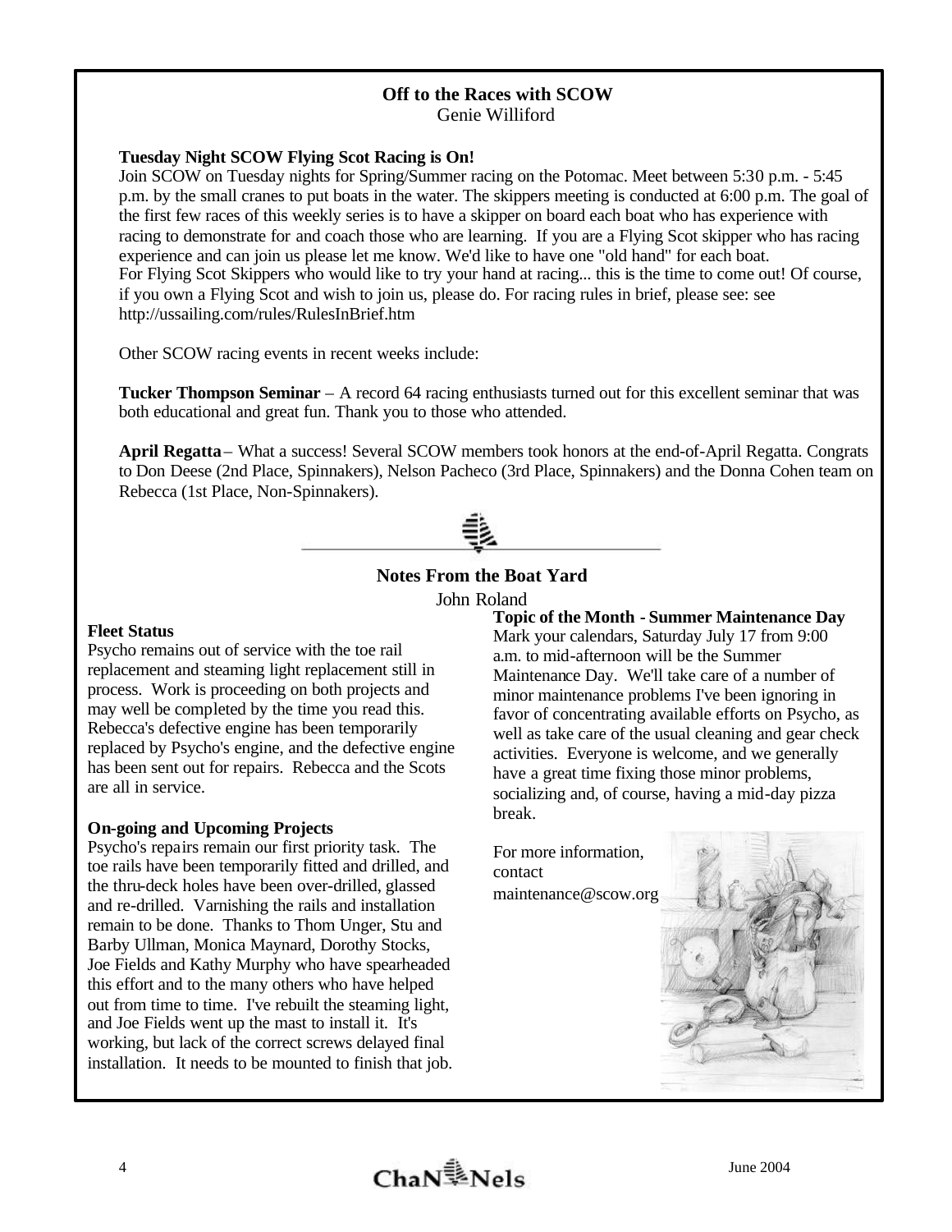## Off to the Races with SCOW

Genie Williford

**Tuesday Night SCOW Flying Scot Racing is On!**

Join SCOW on Tuesday nights for Spring/Summer racing on the Potomac. Meet between 5:30 p.m. - 5:45 p.m. by the small cranes to put boats in the water. The skippers meeting is conducted at 6:00 p.m. The goal of the first few races of this weekly series is to have a skipper on board each boat who has experience with racing to demonstrate for and coach those who are learning. If you are a Flying Scot skipper who has racing experience and can join us please let me know. We'd like to have one "old hand" for each boat.
For Flying Scot Skippers who would like to try your hand at racing... this is the time to come out! Of course, if you own a Flying Scot and wish to join us, please do. For racing rules in brief, please see: see http://ussailing.com/rules/RulesInBrief.htm

Other SCOW racing events in recent weeks include:

**Tucker Thompson Seminar** – A record 64 racing enthusiasts turned out for this excellent seminar that was both educational and great fun. Thank you to those who attended.

**April Regatta** – What a success! Several SCOW members took honors at the end-of-April Regatta. Congrats to Don Deese (2nd Place, Spinnakers), Nelson Pacheco (3rd Place, Spinnakers) and the Donna Cohen team on Rebecca (1st Place, Non-Spinnakers).

## Notes From the Boat Yard

John Roland

**Fleet Status**

Psycho remains out of service with the toe rail replacement and steaming light replacement still in process. Work is proceeding on both projects and may well be completed by the time you read this. Rebecca's defective engine has been temporarily replaced by Psycho's engine, and the defective engine has been sent out for repairs. Rebecca and the Scots are all in service.

**On-going and Upcoming Projects**

Psycho's repairs remain our first priority task. The toe rails have been temporarily fitted and drilled, and the thru-deck holes have been over-drilled, glassed and re-drilled. Varnishing the rails and installation remain to be done. Thanks to Thom Unger, Stu and Barby Ullman, Monica Maynard, Dorothy Stocks, Joe Fields and Kathy Murphy who have spearheaded this effort and to the many others who have helped out from time to time. I've rebuilt the steaming light, and Joe Fields went up the mast to install it. It's working, but lack of the correct screws delayed final installation. It needs to be mounted to finish that job.

**Topic of the Month - Summer Maintenance Day**

Mark your calendars, Saturday July 17 from 9:00 a.m. to mid-afternoon will be the Summer Maintenance Day. We'll take care of a number of minor maintenance problems I've been ignoring in favor of concentrating available efforts on Psycho, as well as take care of the usual cleaning and gear check activities. Everyone is welcome, and we generally have a great time fixing those minor problems, socializing and, of course, having a mid-day pizza break.

For more information, contact maintenance@scow.org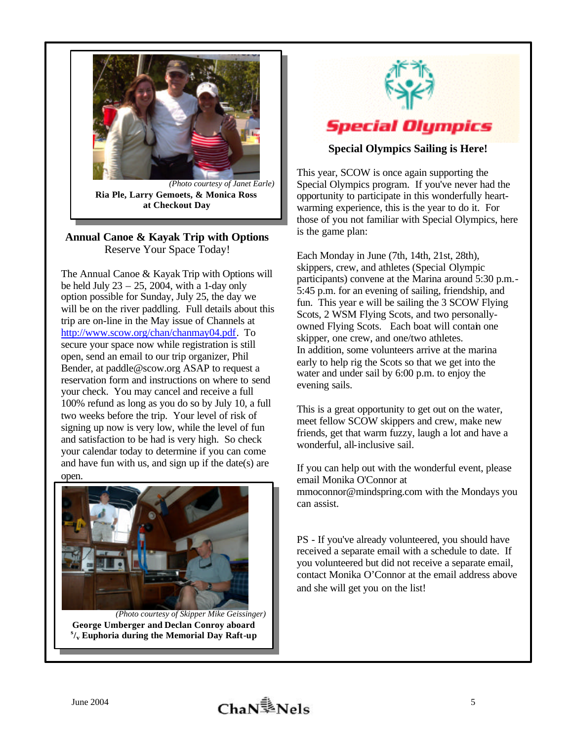(Photo courtesy of Janet Earle)

**Ria Ple, Larry Gemoets, & Monica Ross at Checkout Day**

## Annual Canoe & Kayak Trip with Options

Reserve Your Space Today!

The Annual Canoe & Kayak Trip with Options will be held July 23 – 25, 2004, with a 1-day only option possible for Sunday, July 25, the day we will be on the river paddling. Full details about this trip are on-line in the May issue of Channels at http://www.scow.org/chan/chanmay04.pdf. To secure your space now while registration is still open, send an email to our trip organizer, Phil Bender, at paddle@scow.org ASAP to request a reservation form and instructions on where to send your check. You may cancel and receive a full 100% refund as long as you do so by July 10, a full two weeks before the trip. Your level of risk of signing up now is very low, while the level of fun and satisfaction to be had is very high. So check your calendar today to determine if you can come and have fun with us, and sign up if the date(s) are open.

(Photo courtesy of Skipper Mike Geissinger)

**George Umberger and Declan Conroy aboard s/v Euphoria during the Memorial Day Raft-up**

Special Olympics

## Special Olympics Sailing is Here!

This year, SCOW is once again supporting the Special Olympics program. If you've never had the opportunity to participate in this wonderfully heart-warming experience, this is the year to do it. For those of you not familiar with Special Olympics, here is the game plan:

Each Monday in June (7th, 14th, 21st, 28th), skippers, crew, and athletes (Special Olympic participants) convene at the Marina around 5:30 p.m.-5:45 p.m. for an evening of sailing, friendship, and fun. This year e will be sailing the 3 SCOW Flying Scots, 2 WSM Flying Scots, and two personally-owned Flying Scots. Each boat will contain one skipper, one crew, and one/two athletes.
In addition, some volunteers arrive at the marina early to help rig the Scots so that we get into the water and under sail by 6:00 p.m. to enjoy the evening sails.

This is a great opportunity to get out on the water, meet fellow SCOW skippers and crew, make new friends, get that warm fuzzy, laugh a lot and have a wonderful, all-inclusive sail.

If you can help out with the wonderful event, please email Monika O'Connor at mmoconnor@mindspring.com with the Mondays you can assist.

PS - If you've already volunteered, you should have received a separate email with a schedule to date. If you volunteered but did not receive a separate email, contact Monika O'Connor at the email address above and she will get you on the list!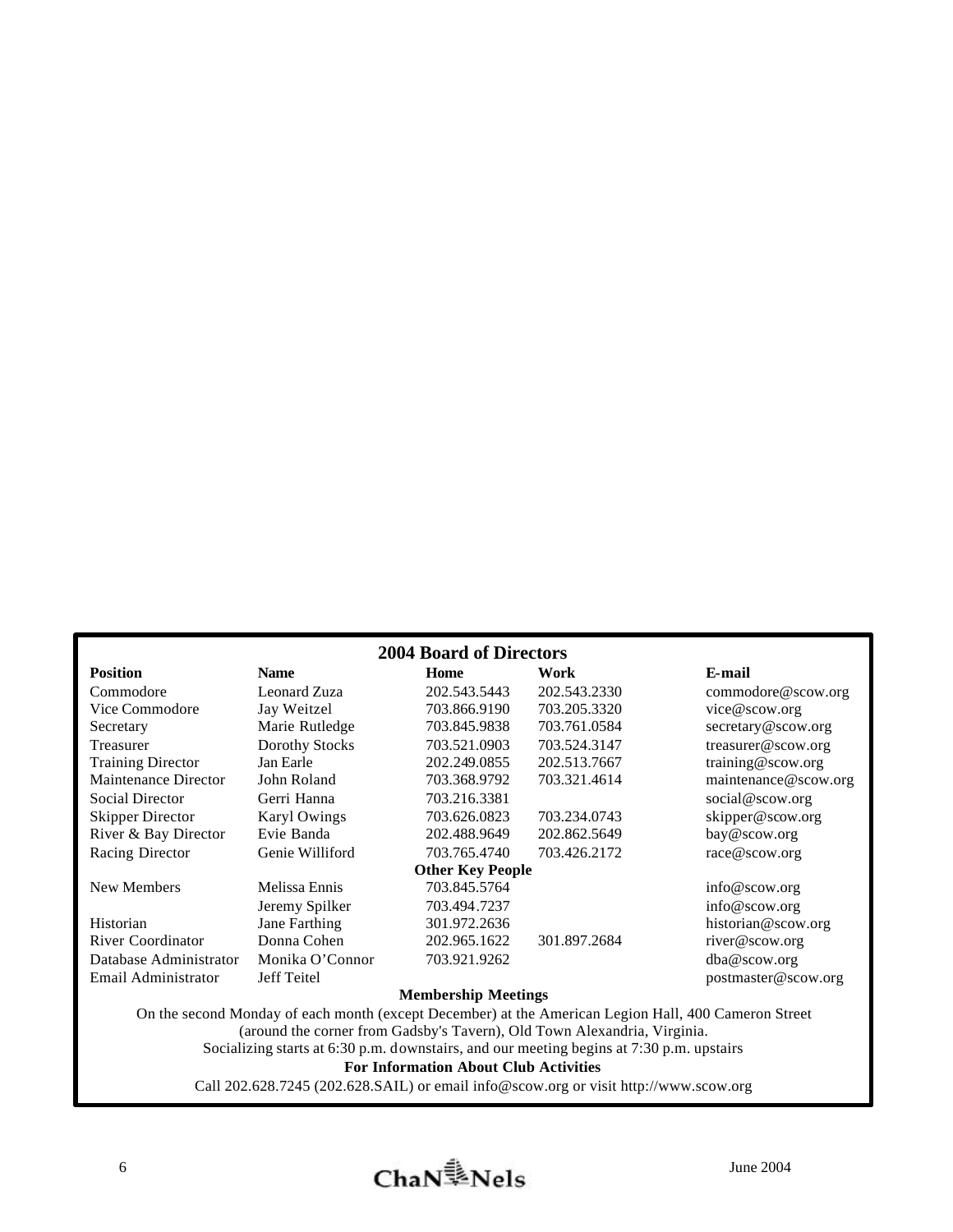## 2004 Board of Directors

| Position | Name | Home | Work | E-mail |
| --- | --- | --- | --- | --- |
| Commodore | Leonard Zuza | 202.543.5443 | 202.543.2330 | commodore@scow.org |
| Vice Commodore | Jay Weitzel | 703.866.9190 | 703.205.3320 | vice@scow.org |
| Secretary | Marie Rutledge | 703.845.9838 | 703.761.0584 | secretary@scow.org |
| Treasurer | Dorothy Stocks | 703.521.0903 | 703.524.3147 | treasurer@scow.org |
| Training Director | Jan Earle | 202.249.0855 | 202.513.7667 | training@scow.org |
| Maintenance Director | John Roland | 703.368.9792 | 703.321.4614 | maintenance@scow.org |
| Social Director | Gerri Hanna | 703.216.3381 | | social@scow.org |
| Skipper Director | Karyl Owings | 703.626.0823 | 703.234.0743 | skipper@scow.org |
| River & Bay Director | Evie Banda | 202.488.9649 | 202.862.5649 | bay@scow.org |
| Racing Director | Genie Williford | 703.765.4740 | 703.426.2172 | race@scow.org |
| | | **Other Key People** | | |
| New Members | Melissa Ennis | 703.845.5764 | | info@scow.org |
| | Jeremy Spilker | 703.494.7237 | | info@scow.org |
| Historian | Jane Farthing | 301.972.2636 | | historian@scow.org |
| River Coordinator | Donna Cohen | 202.965.1622 | 301.897.2684 | river@scow.org |
| Database Administrator | Monika O'Connor | 703.921.9262 | | dba@scow.org |
| Email Administrator | Jeff Teitel | | | postmaster@scow.org |

**Membership Meetings**

On the second Monday of each month (except December) at the American Legion Hall, 400 Cameron Street (around the corner from Gadsby's Tavern), Old Town Alexandria, Virginia.
Socializing starts at 6:30 p.m. downstairs, and our meeting begins at 7:30 p.m. upstairs

**For Information About Club Activities**

Call 202.628.7245 (202.628.SAIL) or email info@scow.org or visit http://www.scow.org